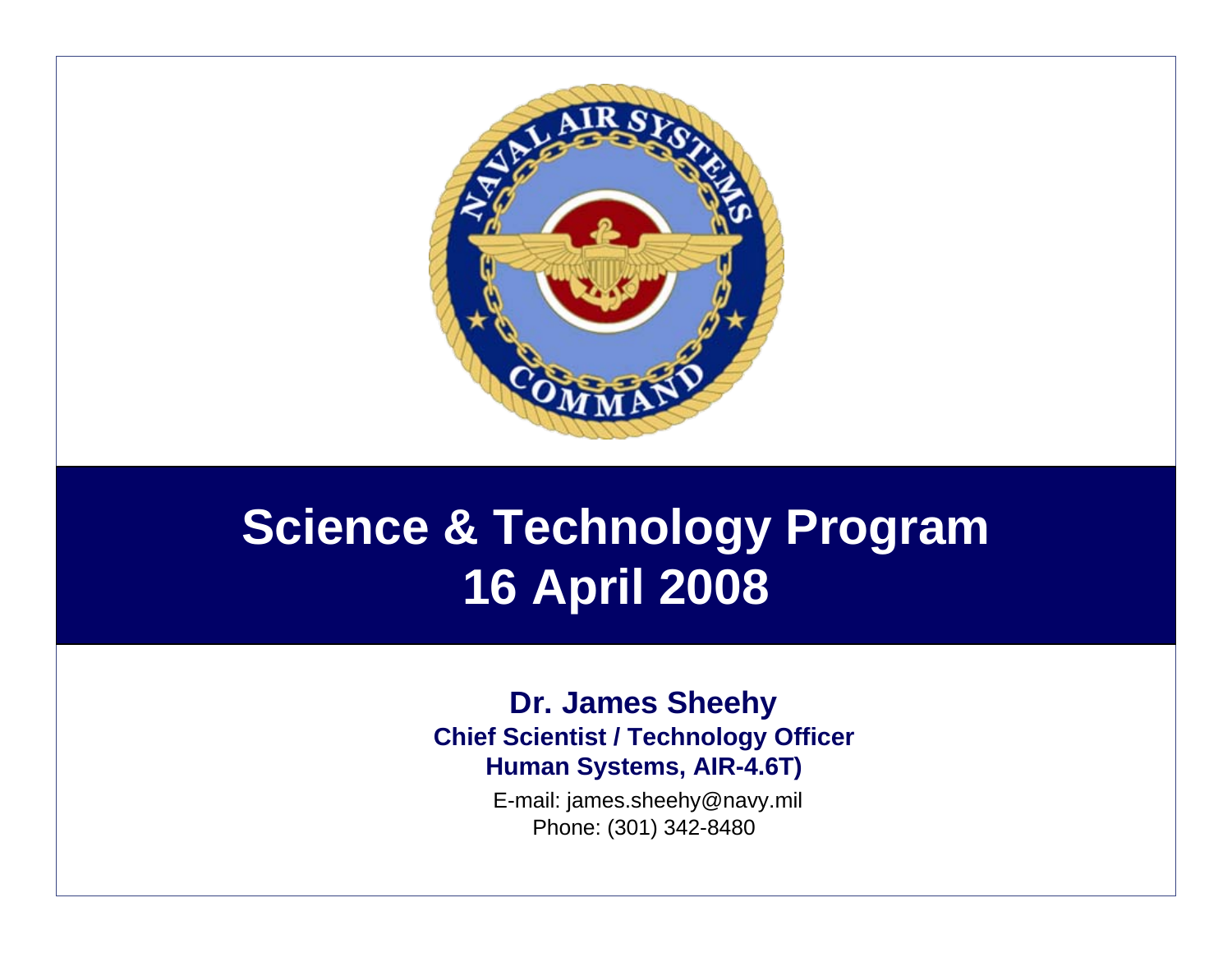# Science & Technology Program
# 16 April 2008

**Dr. James Sheehy**

**Chief Scientist / Technology Officer**

**Human Systems, AIR-4.6T)**

E-mail: james.sheehy@navy.mil

Phone: (301) 342-8480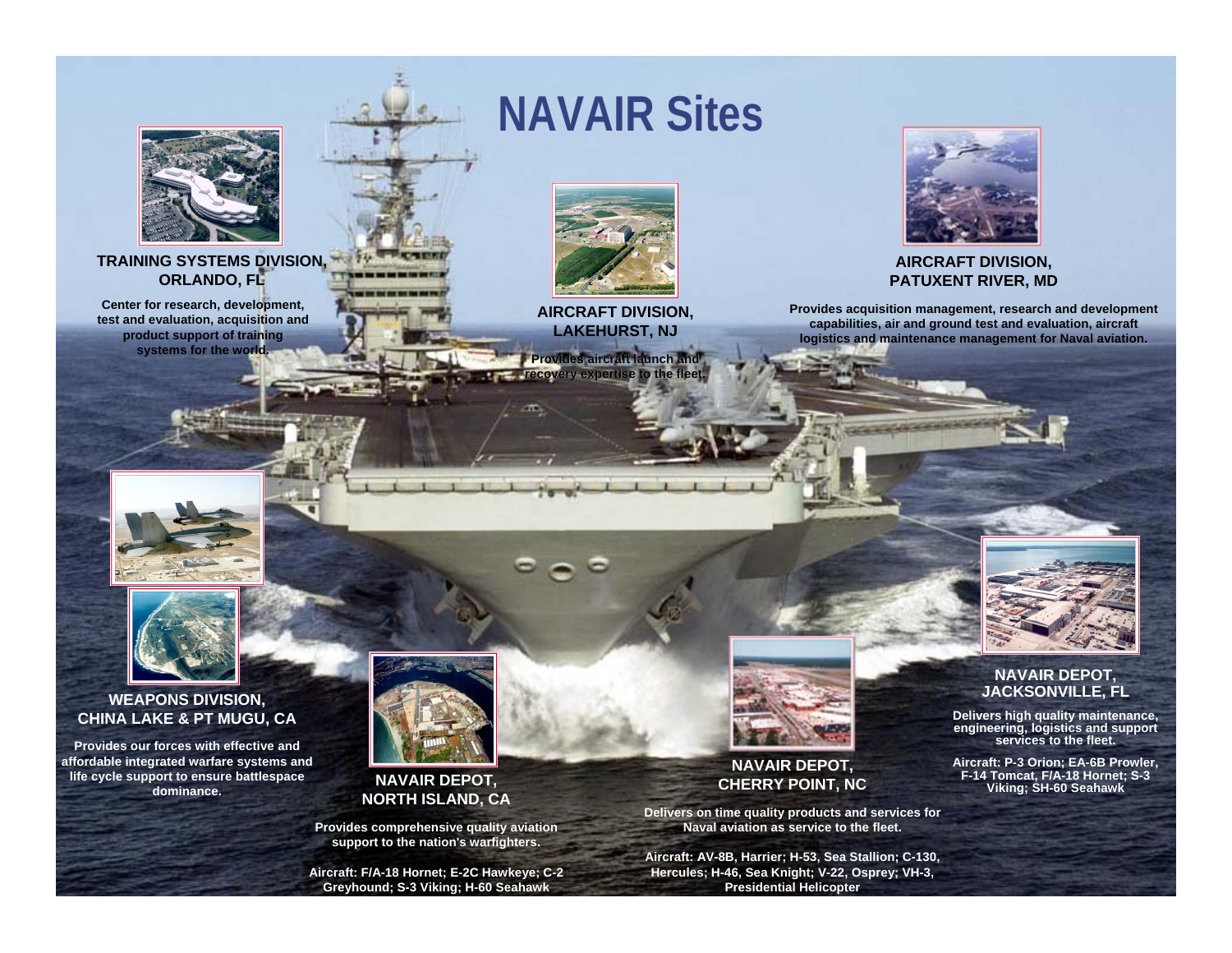# NAVAIR Sites

### TRAINING SYSTEMS DIVISION, ORLANDO, FL

Center for research, development, test and evaluation, acquisition and product support of training systems for the world.

### AIRCRAFT DIVISION, LAKEHURST, NJ

Provides aircraft launch and recovery expertise to the fleet.

### AIRCRAFT DIVISION, PATUXENT RIVER, MD

Provides acquisition management, research and development capabilities, air and ground test and evaluation, aircraft logistics and maintenance management for Naval aviation.

### WEAPONS DIVISION, CHINA LAKE & PT MUGU, CA

Provides our forces with effective and affordable integrated warfare systems and life cycle support to ensure battlespace dominance.

### NAVAIR DEPOT, NORTH ISLAND, CA

Provides comprehensive quality aviation support to the nation's warfighters.

Aircraft: F/A-18 Hornet; E-2C Hawkeye; C-2 Greyhound; S-3 Viking; H-60 Seahawk

### NAVAIR DEPOT, CHERRY POINT, NC

Delivers on time quality products and services for Naval aviation as service to the fleet.

Aircraft: AV-8B, Harrier; H-53, Sea Stallion; C-130, Hercules; H-46, Sea Knight; V-22, Osprey; VH-3, Presidential Helicopter

### NAVAIR DEPOT, JACKSONVILLE, FL

Delivers high quality maintenance, engineering, logistics and support services to the fleet.

Aircraft: P-3 Orion; EA-6B Prowler, F-14 Tomcat, F/A-18 Hornet; S-3 Viking; SH-60 Seahawk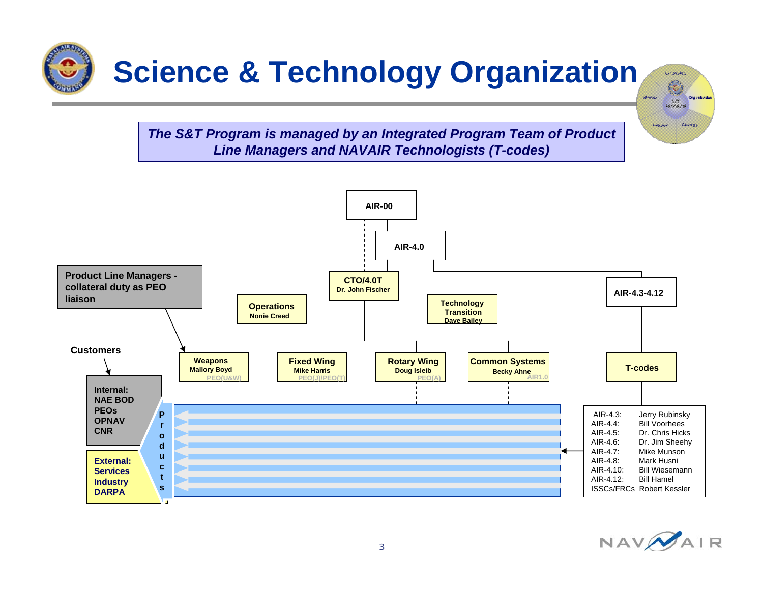# Science & Technology Organization

*The S&T Program is managed by an Integrated Program Team of Product Line Managers and NAVAIR Technologists (T-codes)*

**AIR-00**

**AIR-4.0**

**CTO/4.0T**
Dr. John Fischer

**Operations**
Nonie Creed

**Technology Transition**
Dave Bailey

**AIR-4.3-4.12**

**Product Line Managers - collateral duty as PEO liaison**

**Weapons**
Mallory Boyd
PEO(U&W)

**Fixed Wing**
Mike Harris
PEO(J)/PEO(T)

**Rotary Wing**
Doug Isleib
PEO(A)

**Common Systems**
Becky Ahne
AIR1.0

**T-codes**

**Customers**

**Internal:**
NAE BOD
PEOs
OPNAV
CNR

**External:**
Services
Industry
DARPA

**Products**

| | |
|---|---|
| AIR-4.3: | Jerry Rubinsky |
| AIR-4.4: | Bill Voorhees |
| AIR-4.5: | Dr. Chris Hicks |
| AIR-4.6: | Dr. Jim Sheehy |
| AIR-4.7: | Mike Munson |
| AIR-4.8: | Mark Husni |
| AIR-4.10: | Bill Wiesemann |
| AIR-4.12: | Bill Hamel |
| ISSCs/FRCs | Robert Kessler |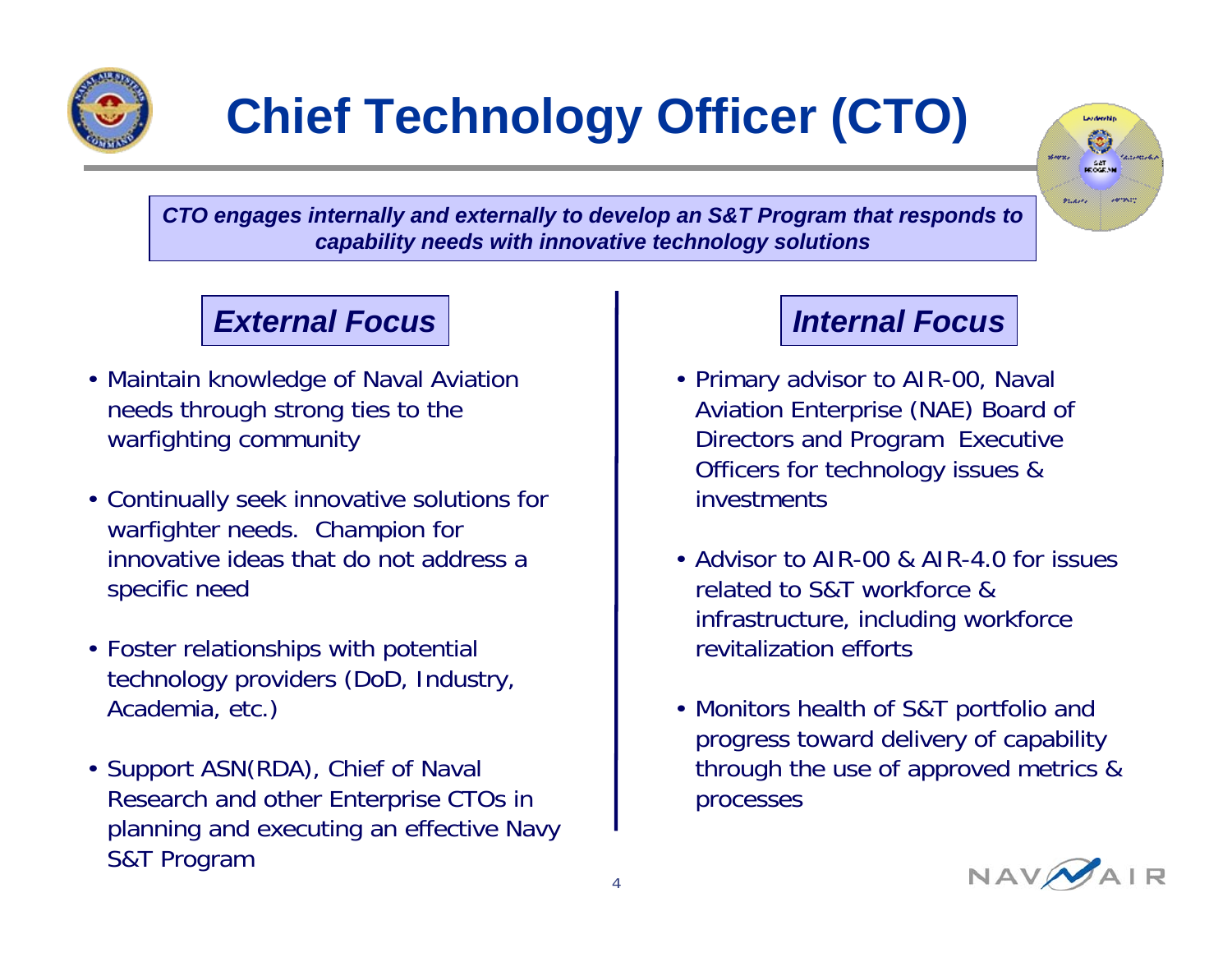# Chief Technology Officer (CTO)

***CTO engages internally and externally to develop an S&T Program that responds to capability needs with innovative technology solutions***

## *External Focus*

- Maintain knowledge of Naval Aviation needs through strong ties to the warfighting community
- Continually seek innovative solutions for warfighter needs. Champion for innovative ideas that do not address a specific need
- Foster relationships with potential technology providers (DoD, Industry, Academia, etc.)
- Support ASN(RDA), Chief of Naval Research and other Enterprise CTOs in planning and executing an effective Navy S&T Program

## *Internal Focus*

- Primary advisor to AIR-00, Naval Aviation Enterprise (NAE) Board of Directors and Program Executive Officers for technology issues & investments
- Advisor to AIR-00 & AIR-4.0 for issues related to S&T workforce & infrastructure, including workforce revitalization efforts
- Monitors health of S&T portfolio and progress toward delivery of capability through the use of approved metrics & processes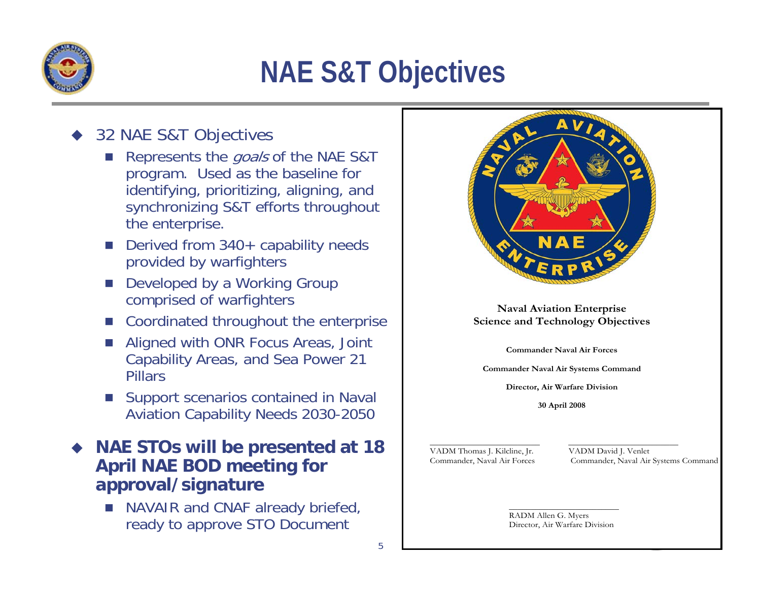# NAE S&T Objectives

- 32 NAE S&T Objectives
  - Represents the *goals* of the NAE S&T program. Used as the baseline for identifying, prioritizing, aligning, and synchronizing S&T efforts throughout the enterprise.
  - Derived from 340+ capability needs provided by warfighters
  - Developed by a Working Group comprised of warfighters
  - Coordinated throughout the enterprise
  - Aligned with ONR Focus Areas, Joint Capability Areas, and Sea Power 21 Pillars
  - Support scenarios contained in Naval Aviation Capability Needs 2030-2050
- **NAE STOs will be presented at 18 April NAE BOD meeting for approval/signature**
  - NAVAIR and CNAF already briefed, ready to approve STO Document

**Naval Aviation Enterprise**
**Science and Technology Objectives**

**Commander Naval Air Forces**

**Commander Naval Air Systems Command**

**Director, Air Warfare Division**

**30 April 2008**

VADM Thomas J. Kilcline, Jr.
Commander, Naval Air Forces

VADM David J. Venlet
Commander, Naval Air Systems Command

RADM Allen G. Myers
Director, Air Warfare Division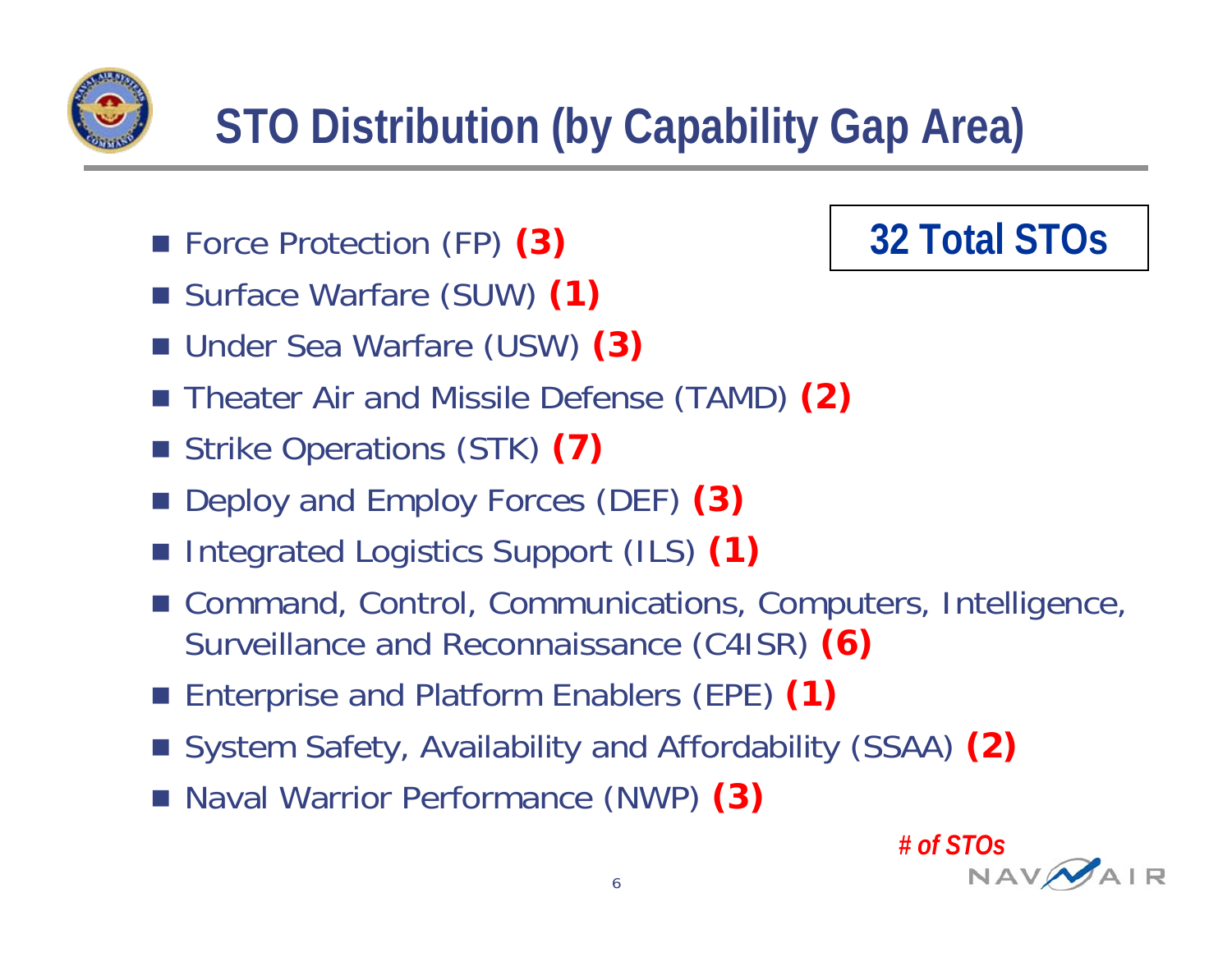# STO Distribution (by Capability Gap Area)

**32 Total STOs**

- Force Protection (FP) **(3)**
- Surface Warfare (SUW) **(1)**
- Under Sea Warfare (USW) **(3)**
- Theater Air and Missile Defense (TAMD) **(2)**
- Strike Operations (STK) **(7)**
- Deploy and Employ Forces (DEF) **(3)**
- Integrated Logistics Support (ILS) **(1)**
- Command, Control, Communications, Computers, Intelligence, Surveillance and Reconnaissance (C4ISR) **(6)**
- Enterprise and Platform Enablers (EPE) **(1)**
- System Safety, Availability and Affordability (SSAA) **(2)**
- Naval Warrior Performance (NWP) **(3)**

***# of STOs***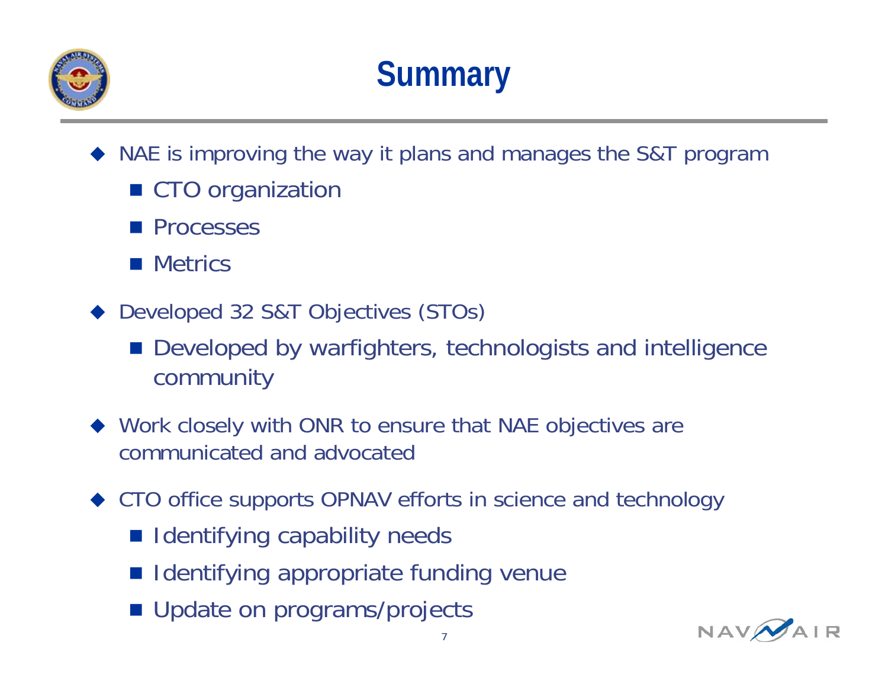# Summary

- NAE is improving the way it plans and manages the S&T program
  - CTO organization
  - Processes
  - Metrics
- Developed 32 S&T Objectives (STOs)
  - Developed by warfighters, technologists and intelligence community
- Work closely with ONR to ensure that NAE objectives are communicated and advocated
- CTO office supports OPNAV efforts in science and technology
  - Identifying capability needs
  - Identifying appropriate funding venue
  - Update on programs/projects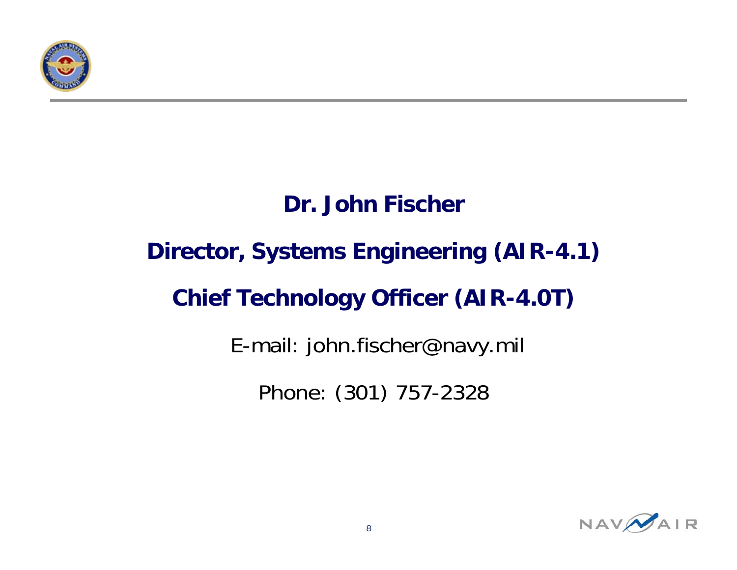**Dr. John Fischer**

**Director, Systems Engineering (AIR-4.1)**

**Chief Technology Officer (AIR-4.0T)**

E-mail: john.fischer@navy.mil

Phone: (301) 757-2328